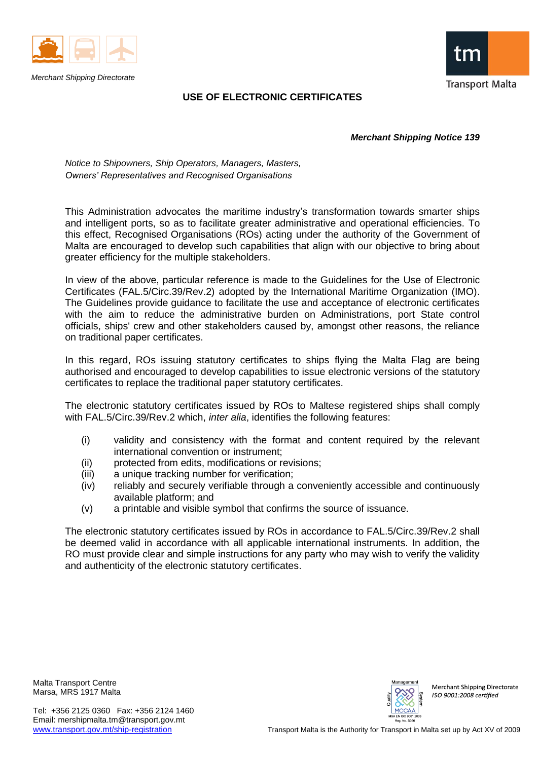Merchant Shipping Directorate

Transport Malta

# USE OF ELECTRONIC CERTIFICATES

***Merchant Shipping Notice 139***

*Notice to Shipowners, Ship Operators, Managers, Masters, Owners' Representatives and Recognised Organisations*

This Administration advocates the maritime industry's transformation towards smarter ships and intelligent ports, so as to facilitate greater administrative and operational efficiencies. To this effect, Recognised Organisations (ROs) acting under the authority of the Government of Malta are encouraged to develop such capabilities that align with our objective to bring about greater efficiency for the multiple stakeholders.

In view of the above, particular reference is made to the Guidelines for the Use of Electronic Certificates (FAL.5/Circ.39/Rev.2) adopted by the International Maritime Organization (IMO). The Guidelines provide guidance to facilitate the use and acceptance of electronic certificates with the aim to reduce the administrative burden on Administrations, port State control officials, ships' crew and other stakeholders caused by, amongst other reasons, the reliance on traditional paper certificates.

In this regard, ROs issuing statutory certificates to ships flying the Malta Flag are being authorised and encouraged to develop capabilities to issue electronic versions of the statutory certificates to replace the traditional paper statutory certificates.

The electronic statutory certificates issued by ROs to Maltese registered ships shall comply with FAL.5/Circ.39/Rev.2 which, *inter alia*, identifies the following features:

- (i) validity and consistency with the format and content required by the relevant international convention or instrument;
- (ii) protected from edits, modifications or revisions;
- (iii) a unique tracking number for verification;
- (iv) reliably and securely verifiable through a conveniently accessible and continuously available platform; and
- (v) a printable and visible symbol that confirms the source of issuance.

The electronic statutory certificates issued by ROs in accordance to FAL.5/Circ.39/Rev.2 shall be deemed valid in accordance with all applicable international instruments. In addition, the RO must provide clear and simple instructions for any party who may wish to verify the validity and authenticity of the electronic statutory certificates.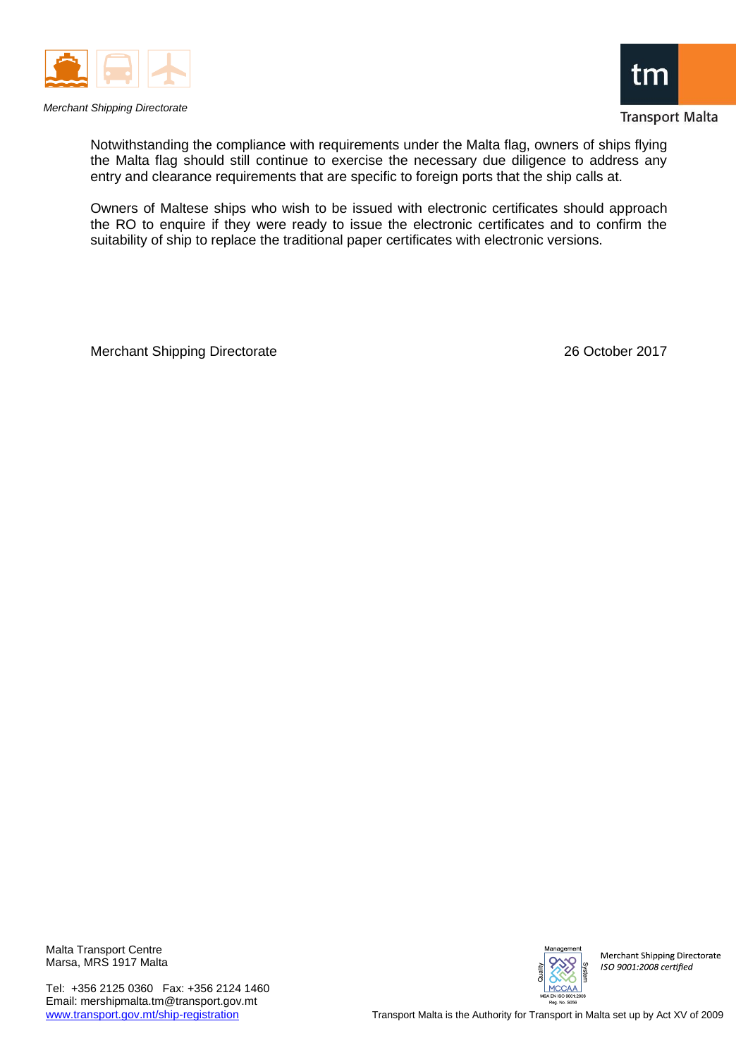Notwithstanding the compliance with requirements under the Malta flag, owners of ships flying the Malta flag should still continue to exercise the necessary due diligence to address any entry and clearance requirements that are specific to foreign ports that the ship calls at.

Owners of Maltese ships who wish to be issued with electronic certificates should approach the RO to enquire if they were ready to issue the electronic certificates and to confirm the suitability of ship to replace the traditional paper certificates with electronic versions.

Merchant Shipping Directorate

26 October 2017